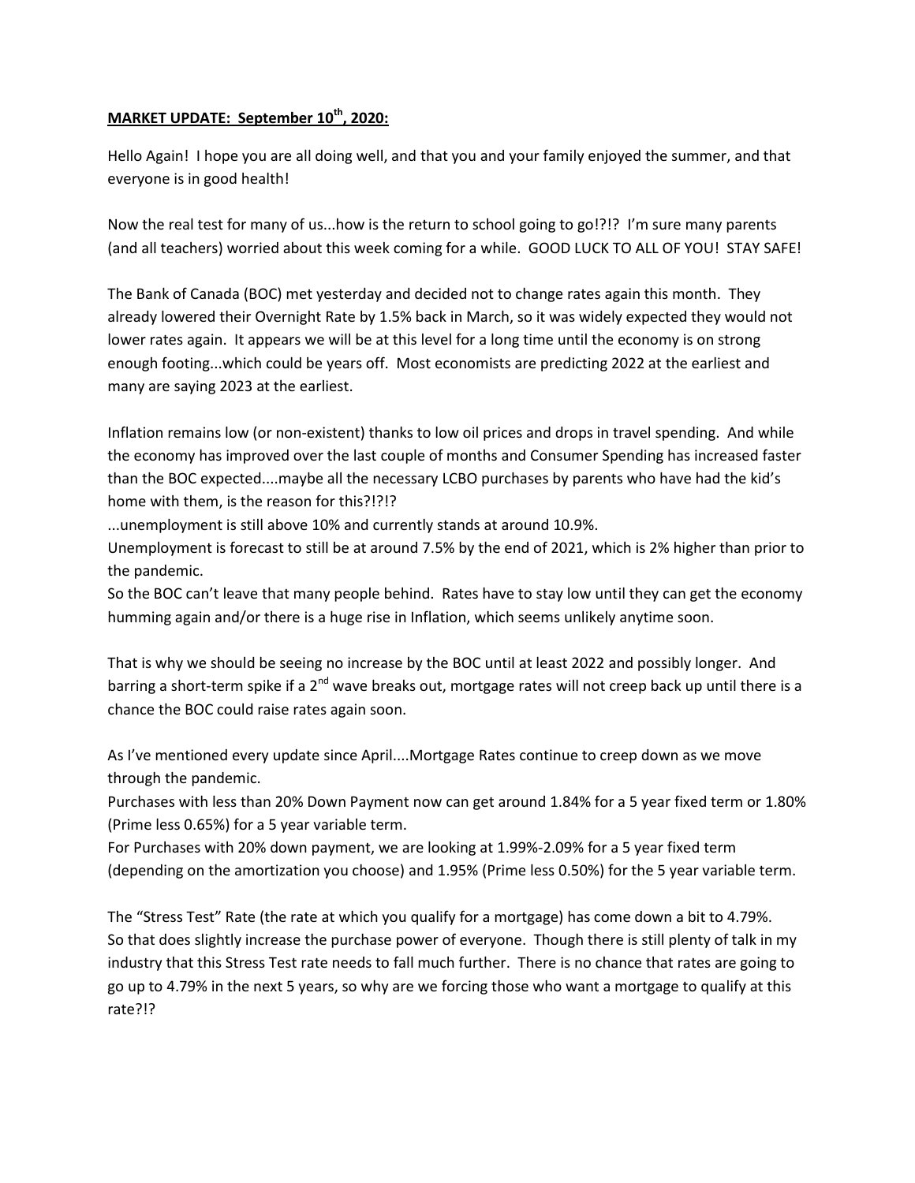**MARKET UPDATE: September 10th, 2020:**

Hello Again! I hope you are all doing well, and that you and your family enjoyed the summer, and that everyone is in good health!

Now the real test for many of us...how is the return to school going to go!?!? I'm sure many parents (and all teachers) worried about this week coming for a while. GOOD LUCK TO ALL OF YOU! STAY SAFE!

The Bank of Canada (BOC) met yesterday and decided not to change rates again this month. They already lowered their Overnight Rate by 1.5% back in March, so it was widely expected they would not lower rates again. It appears we will be at this level for a long time until the economy is on strong enough footing...which could be years off. Most economists are predicting 2022 at the earliest and many are saying 2023 at the earliest.

Inflation remains low (or non-existent) thanks to low oil prices and drops in travel spending. And while the economy has improved over the last couple of months and Consumer Spending has increased faster than the BOC expected....maybe all the necessary LCBO purchases by parents who have had the kid's home with them, is the reason for this?!?!?
...unemployment is still above 10% and currently stands at around 10.9%.
Unemployment is forecast to still be at around 7.5% by the end of 2021, which is 2% higher than prior to the pandemic.
So the BOC can't leave that many people behind. Rates have to stay low until they can get the economy humming again and/or there is a huge rise in Inflation, which seems unlikely anytime soon.

That is why we should be seeing no increase by the BOC until at least 2022 and possibly longer. And barring a short-term spike if a 2nd wave breaks out, mortgage rates will not creep back up until there is a chance the BOC could raise rates again soon.

As I've mentioned every update since April....Mortgage Rates continue to creep down as we move through the pandemic.
Purchases with less than 20% Down Payment now can get around 1.84% for a 5 year fixed term or 1.80% (Prime less 0.65%) for a 5 year variable term.
For Purchases with 20% down payment, we are looking at 1.99%-2.09% for a 5 year fixed term (depending on the amortization you choose) and 1.95% (Prime less 0.50%) for the 5 year variable term.

The "Stress Test" Rate (the rate at which you qualify for a mortgage) has come down a bit to 4.79%.
So that does slightly increase the purchase power of everyone. Though there is still plenty of talk in my industry that this Stress Test rate needs to fall much further. There is no chance that rates are going to go up to 4.79% in the next 5 years, so why are we forcing those who want a mortgage to qualify at this rate?!?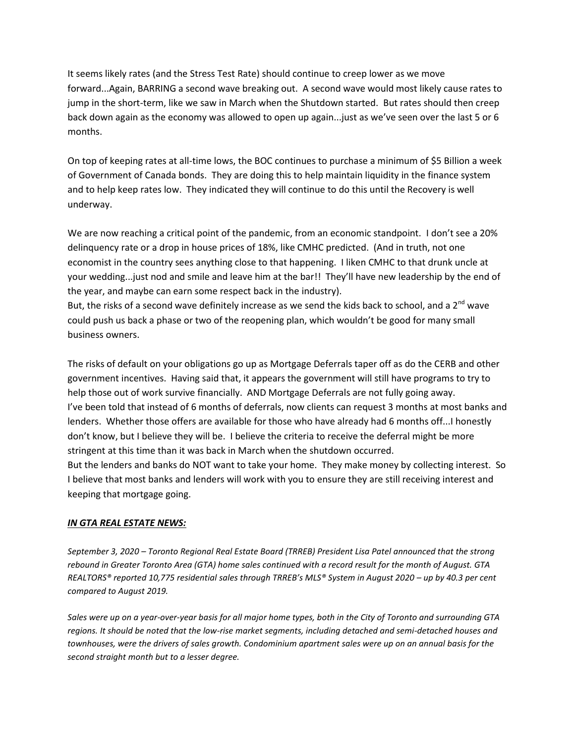It seems likely rates (and the Stress Test Rate) should continue to creep lower as we move forward...Again, BARRING a second wave breaking out. A second wave would most likely cause rates to jump in the short-term, like we saw in March when the Shutdown started. But rates should then creep back down again as the economy was allowed to open up again...just as we've seen over the last 5 or 6 months.

On top of keeping rates at all-time lows, the BOC continues to purchase a minimum of $5 Billion a week of Government of Canada bonds. They are doing this to help maintain liquidity in the finance system and to help keep rates low. They indicated they will continue to do this until the Recovery is well underway.

We are now reaching a critical point of the pandemic, from an economic standpoint. I don't see a 20% delinquency rate or a drop in house prices of 18%, like CMHC predicted. (And in truth, not one economist in the country sees anything close to that happening. I liken CMHC to that drunk uncle at your wedding...just nod and smile and leave him at the bar!! They'll have new leadership by the end of the year, and maybe can earn some respect back in the industry).
But, the risks of a second wave definitely increase as we send the kids back to school, and a 2nd wave could push us back a phase or two of the reopening plan, which wouldn't be good for many small business owners.

The risks of default on your obligations go up as Mortgage Deferrals taper off as do the CERB and other government incentives. Having said that, it appears the government will still have programs to try to help those out of work survive financially. AND Mortgage Deferrals are not fully going away.
I've been told that instead of 6 months of deferrals, now clients can request 3 months at most banks and lenders. Whether those offers are available for those who have already had 6 months off...I honestly don't know, but I believe they will be. I believe the criteria to receive the deferral might be more stringent at this time than it was back in March when the shutdown occurred.
But the lenders and banks do NOT want to take your home. They make money by collecting interest. So I believe that most banks and lenders will work with you to ensure they are still receiving interest and keeping that mortgage going.

***IN GTA REAL ESTATE NEWS:***

*September 3, 2020 – Toronto Regional Real Estate Board (TRREB) President Lisa Patel announced that the strong rebound in Greater Toronto Area (GTA) home sales continued with a record result for the month of August. GTA REALTORS® reported 10,775 residential sales through TRREB's MLS® System in August 2020 – up by 40.3 per cent compared to August 2019.*

*Sales were up on a year-over-year basis for all major home types, both in the City of Toronto and surrounding GTA regions. It should be noted that the low-rise market segments, including detached and semi-detached houses and townhouses, were the drivers of sales growth. Condominium apartment sales were up on an annual basis for the second straight month but to a lesser degree.*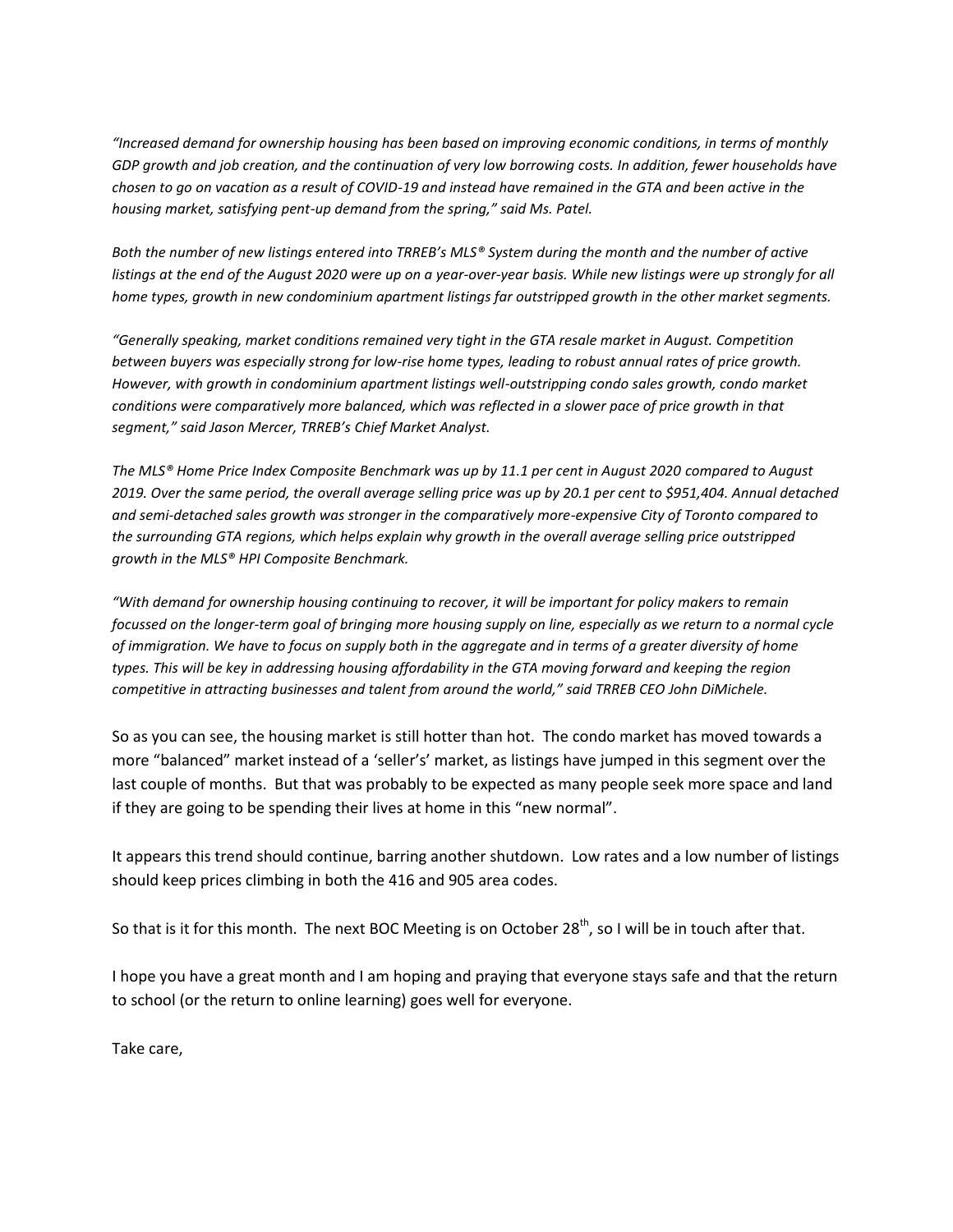*"Increased demand for ownership housing has been based on improving economic conditions, in terms of monthly GDP growth and job creation, and the continuation of very low borrowing costs. In addition, fewer households have chosen to go on vacation as a result of COVID-19 and instead have remained in the GTA and been active in the housing market, satisfying pent-up demand from the spring," said Ms. Patel.*

*Both the number of new listings entered into TRREB's MLS® System during the month and the number of active listings at the end of the August 2020 were up on a year-over-year basis. While new listings were up strongly for all home types, growth in new condominium apartment listings far outstripped growth in the other market segments.*

*"Generally speaking, market conditions remained very tight in the GTA resale market in August. Competition between buyers was especially strong for low-rise home types, leading to robust annual rates of price growth. However, with growth in condominium apartment listings well-outstripping condo sales growth, condo market conditions were comparatively more balanced, which was reflected in a slower pace of price growth in that segment," said Jason Mercer, TRREB's Chief Market Analyst.*

*The MLS® Home Price Index Composite Benchmark was up by 11.1 per cent in August 2020 compared to August 2019. Over the same period, the overall average selling price was up by 20.1 per cent to $951,404. Annual detached and semi-detached sales growth was stronger in the comparatively more-expensive City of Toronto compared to the surrounding GTA regions, which helps explain why growth in the overall average selling price outstripped growth in the MLS® HPI Composite Benchmark.*

*"With demand for ownership housing continuing to recover, it will be important for policy makers to remain focussed on the longer-term goal of bringing more housing supply on line, especially as we return to a normal cycle of immigration. We have to focus on supply both in the aggregate and in terms of a greater diversity of home types. This will be key in addressing housing affordability in the GTA moving forward and keeping the region competitive in attracting businesses and talent from around the world," said TRREB CEO John DiMichele.*

So as you can see, the housing market is still hotter than hot. The condo market has moved towards a more "balanced" market instead of a 'seller's' market, as listings have jumped in this segment over the last couple of months. But that was probably to be expected as many people seek more space and land if they are going to be spending their lives at home in this "new normal".

It appears this trend should continue, barring another shutdown. Low rates and a low number of listings should keep prices climbing in both the 416 and 905 area codes.

So that is it for this month. The next BOC Meeting is on October 28th, so I will be in touch after that.

I hope you have a great month and I am hoping and praying that everyone stays safe and that the return to school (or the return to online learning) goes well for everyone.

Take care,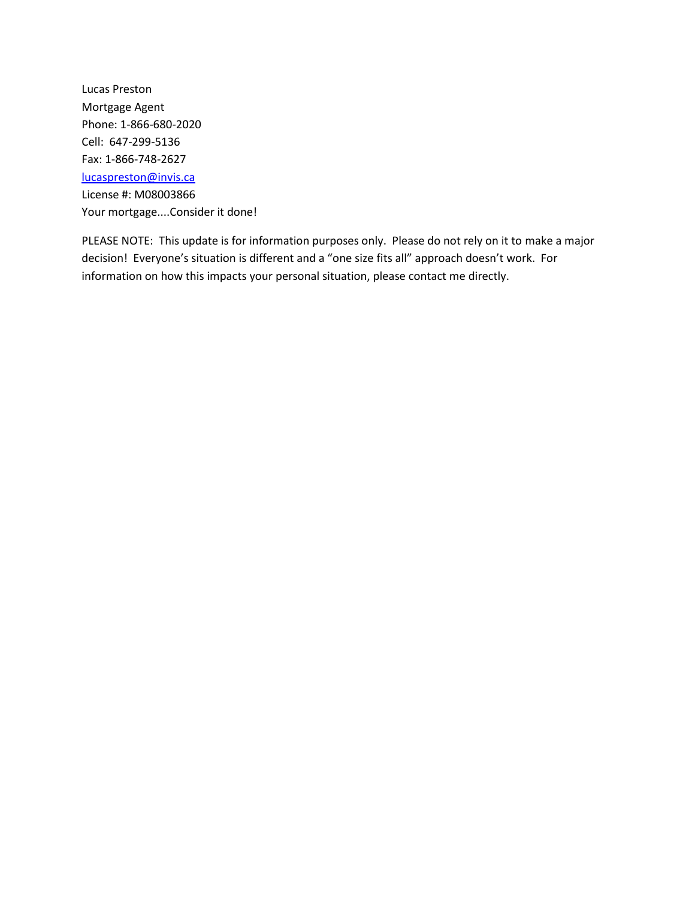Lucas Preston  
Mortgage Agent  
Phone: 1-866-680-2020  
Cell: 647-299-5136  
Fax: 1-866-748-2627  
lucaspreston@invis.ca  
License #: M08003866  
Your mortgage....Consider it done!

PLEASE NOTE: This update is for information purposes only. Please do not rely on it to make a major decision! Everyone's situation is different and a "one size fits all" approach doesn't work. For information on how this impacts your personal situation, please contact me directly.